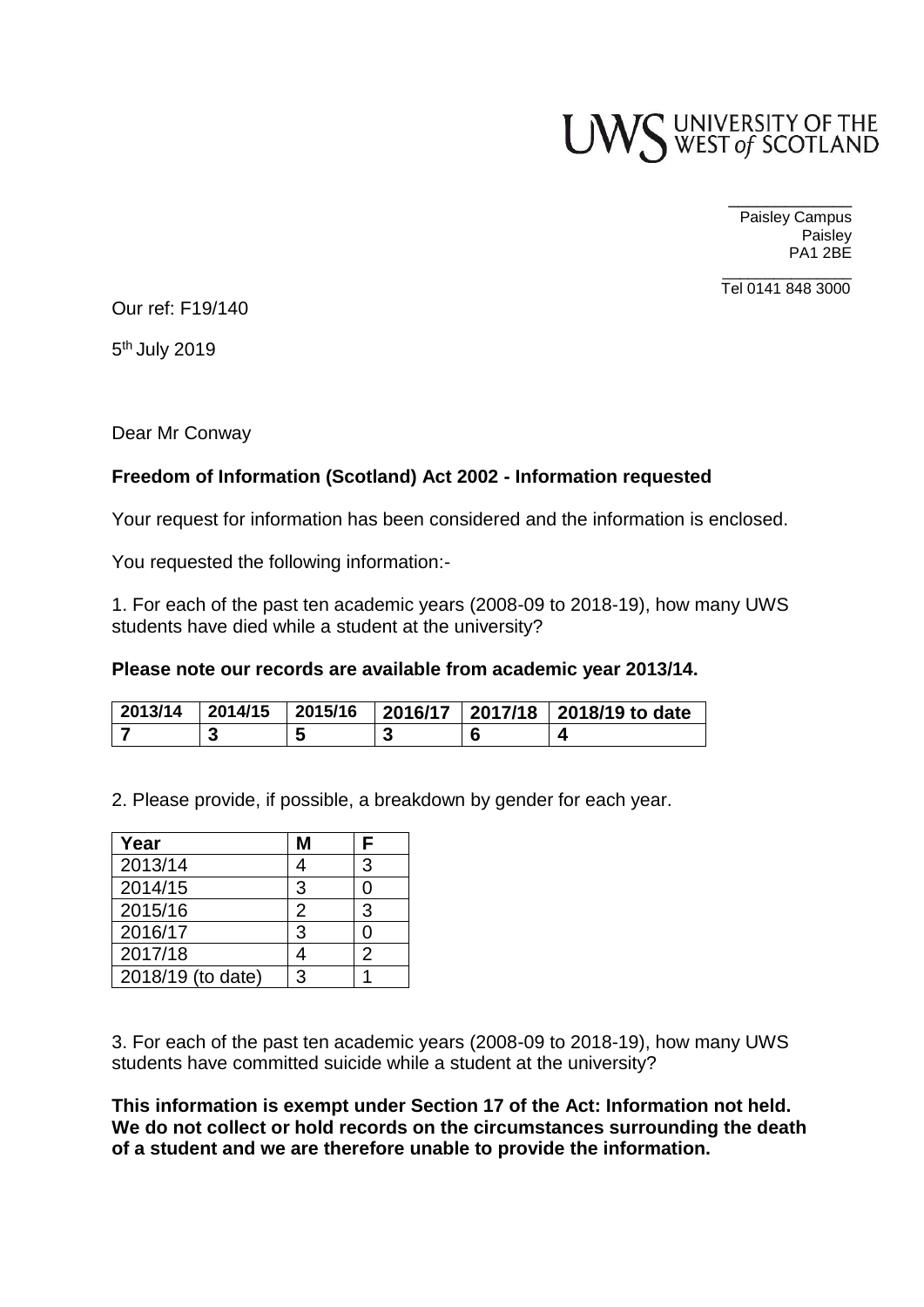UWS UNIVERSITY OF THE WEST of SCOTLAND

Paisley Campus
Paisley
PA1 2BE

Tel 0141 848 3000

Our ref: F19/140

5th July 2019

Dear Mr Conway

**Freedom of Information (Scotland) Act 2002 - Information requested**

Your request for information has been considered and the information is enclosed.

You requested the following information:-

1. For each of the past ten academic years (2008-09 to 2018-19), how many UWS students have died while a student at the university?

**Please note our records are available from academic year 2013/14.**

| 2013/14 | 2014/15 | 2015/16 | 2016/17 | 2017/18 | 2018/19 to date |
|---|---|---|---|---|---|
| 7 | 3 | 5 | 3 | 6 | 4 |

2. Please provide, if possible, a breakdown by gender for each year.

| Year | M | F |
|---|---|---|
| 2013/14 | 4 | 3 |
| 2014/15 | 3 | 0 |
| 2015/16 | 2 | 3 |
| 2016/17 | 3 | 0 |
| 2017/18 | 4 | 2 |
| 2018/19 (to date) | 3 | 1 |

3. For each of the past ten academic years (2008-09 to 2018-19), how many UWS students have committed suicide while a student at the university?

**This information is exempt under Section 17 of the Act: Information not held. We do not collect or hold records on the circumstances surrounding the death of a student and we are therefore unable to provide the information.**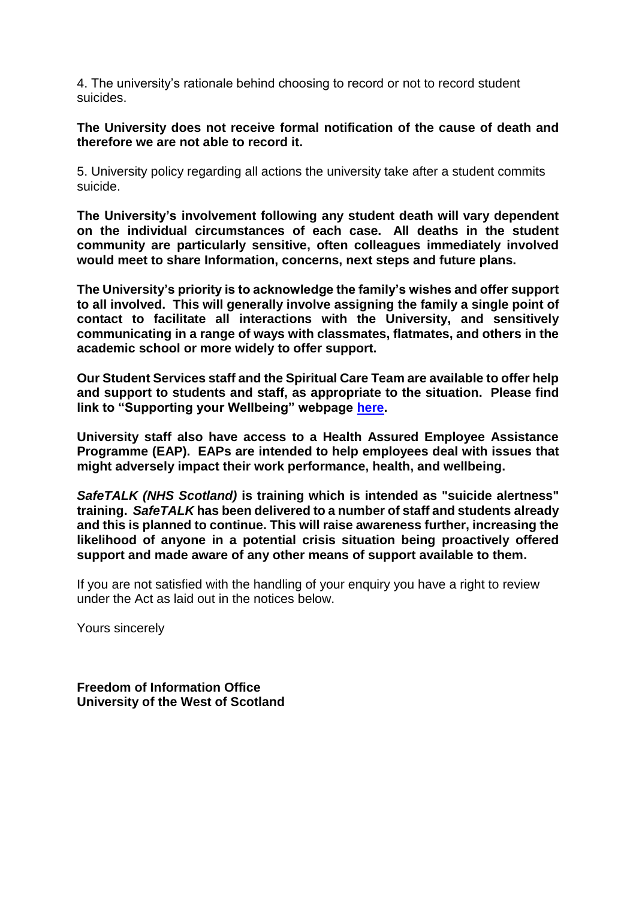4. The university's rationale behind choosing to record or not to record student suicides.

**The University does not receive formal notification of the cause of death and therefore we are not able to record it.**

5. University policy regarding all actions the university take after a student commits suicide.

**The University's involvement following any student death will vary dependent on the individual circumstances of each case. All deaths in the student community are particularly sensitive, often colleagues immediately involved would meet to share Information, concerns, next steps and future plans.**

**The University's priority is to acknowledge the family's wishes and offer support to all involved. This will generally involve assigning the family a single point of contact to facilitate all interactions with the University, and sensitively communicating in a range of ways with classmates, flatmates, and others in the academic school or more widely to offer support.**

**Our Student Services staff and the Spiritual Care Team are available to offer help and support to students and staff, as appropriate to the situation. Please find link to "Supporting your Wellbeing" webpage [here](here).**

**University staff also have access to a Health Assured Employee Assistance Programme (EAP). EAPs are intended to help employees deal with issues that might adversely impact their work performance, health, and wellbeing.**

***SafeTALK (NHS Scotland)* is training which is intended as "suicide alertness" training. *SafeTALK* has been delivered to a number of staff and students already and this is planned to continue. This will raise awareness further, increasing the likelihood of anyone in a potential crisis situation being proactively offered support and made aware of any other means of support available to them.**

If you are not satisfied with the handling of your enquiry you have a right to review under the Act as laid out in the notices below.

Yours sincerely

**Freedom of Information Office**
**University of the West of Scotland**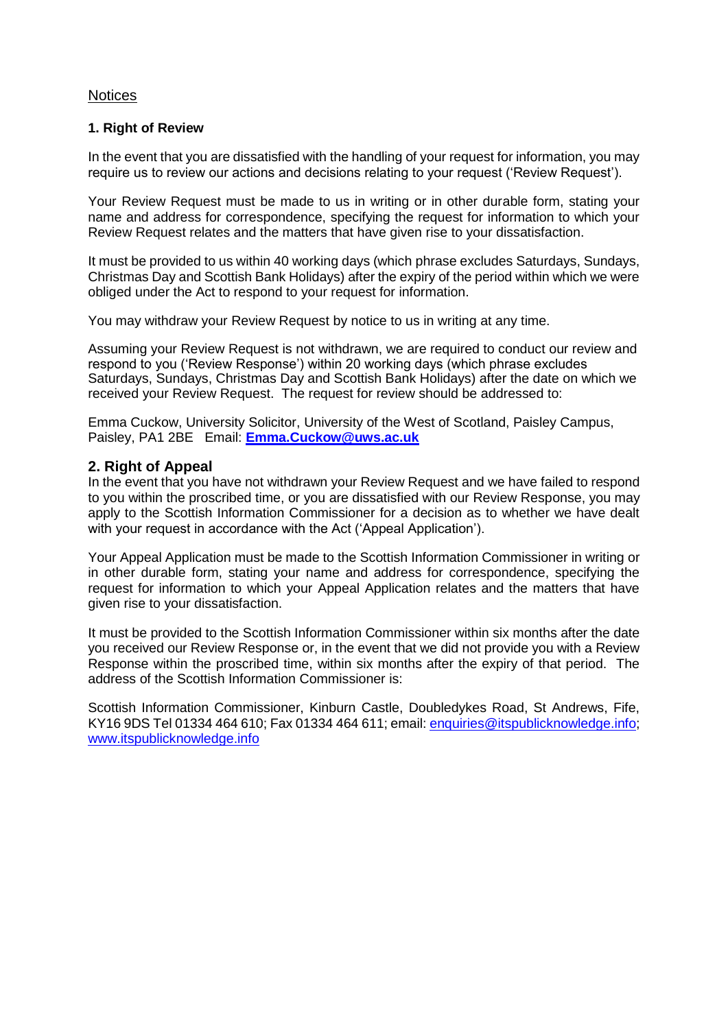Notices

**1. Right of Review**

In the event that you are dissatisfied with the handling of your request for information, you may require us to review our actions and decisions relating to your request ('Review Request').

Your Review Request must be made to us in writing or in other durable form, stating your name and address for correspondence, specifying the request for information to which your Review Request relates and the matters that have given rise to your dissatisfaction.

It must be provided to us within 40 working days (which phrase excludes Saturdays, Sundays, Christmas Day and Scottish Bank Holidays) after the expiry of the period within which we were obliged under the Act to respond to your request for information.

You may withdraw your Review Request by notice to us in writing at any time.

Assuming your Review Request is not withdrawn, we are required to conduct our review and respond to you ('Review Response') within 20 working days (which phrase excludes Saturdays, Sundays, Christmas Day and Scottish Bank Holidays) after the date on which we received your Review Request. The request for review should be addressed to:

Emma Cuckow, University Solicitor, University of the West of Scotland, Paisley Campus, Paisley, PA1 2BE Email: **Emma.Cuckow@uws.ac.uk**

## 2. Right of Appeal

In the event that you have not withdrawn your Review Request and we have failed to respond to you within the proscribed time, or you are dissatisfied with our Review Response, you may apply to the Scottish Information Commissioner for a decision as to whether we have dealt with your request in accordance with the Act ('Appeal Application').

Your Appeal Application must be made to the Scottish Information Commissioner in writing or in other durable form, stating your name and address for correspondence, specifying the request for information to which your Appeal Application relates and the matters that have given rise to your dissatisfaction.

It must be provided to the Scottish Information Commissioner within six months after the date you received our Review Response or, in the event that we did not provide you with a Review Response within the proscribed time, within six months after the expiry of that period. The address of the Scottish Information Commissioner is:

Scottish Information Commissioner, Kinburn Castle, Doubledykes Road, St Andrews, Fife, KY16 9DS Tel 01334 464 610; Fax 01334 464 611; email: enquiries@itspublicknowledge.info; www.itspublicknowledge.info